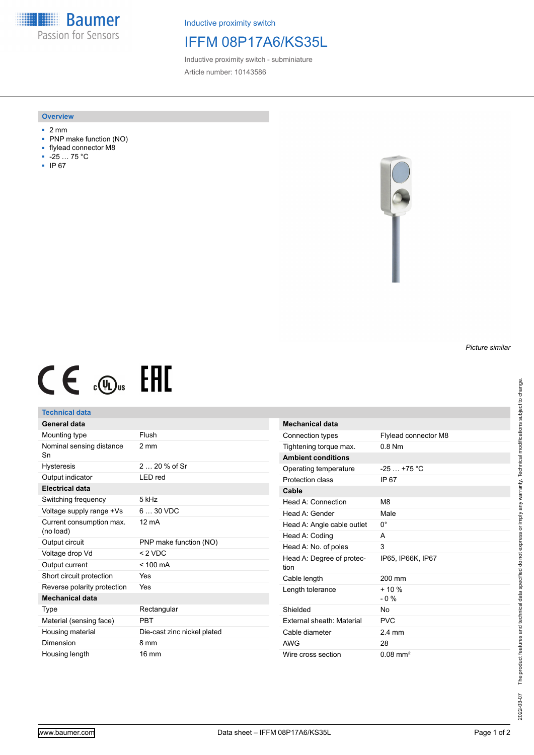Inductive proximity switch

# IFFM 08P17A6/KS35L

Inductive proximity switch - subminiature

Article number: 10143586

## Overview

- 2 mm
- PNP make function (NO)
- flylead connector M8
- -25 … 75 °C
- IP 67

*Picture similar*

## Technical data

| General data | |
|---|---|
| Mounting type | Flush |
| Nominal sensing distance Sn | 2 mm |
| Hysteresis | 2 … 20 % of Sr |
| Output indicator | LED red |
| **Electrical data** | |
| Switching frequency | 5 kHz |
| Voltage supply range +Vs | 6 … 30 VDC |
| Current consumption max. (no load) | 12 mA |
| Output circuit | PNP make function (NO) |
| Voltage drop Vd | < 2 VDC |
| Output current | < 100 mA |
| Short circuit protection | Yes |
| Reverse polarity protection | Yes |
| **Mechanical data** | |
| Type | Rectangular |
| Material (sensing face) | PBT |
| Housing material | Die-cast zinc nickel plated |
| Dimension | 8 mm |
| Housing length | 16 mm |

| Mechanical data | |
|---|---|
| Connection types | Flylead connector M8 |
| Tightening torque max. | 0.8 Nm |
| **Ambient conditions** | |
| Operating temperature | -25 … +75 °C |
| Protection class | IP 67 |
| **Cable** | |
| Head A: Connection | M8 |
| Head A: Gender | Male |
| Head A: Angle cable outlet | 0° |
| Head A: Coding | A |
| Head A: No. of poles | 3 |
| Head A: Degree of protection | IP65, IP66K, IP67 |
| Cable length | 200 mm |
| Length tolerance | + 10 % - 0 % |
| Shielded | No |
| External sheath: Material | PVC |
| Cable diameter | 2.4 mm |
| AWG | 28 |
| Wire cross section | 0.08 mm² |

2022-03-07 The product features and technical data specified do not express or imply any warranty. Technical modifications subject to change.

www.baumer.com — Data sheet – IFFM 08P17A6/KS35L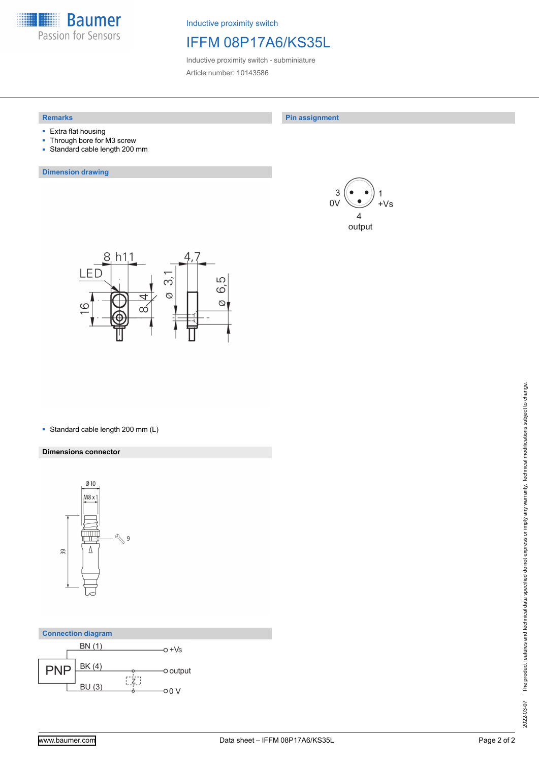Inductive proximity switch

# IFFM 08P17A6/KS35L

Inductive proximity switch - subminiature

Article number: 10143586

## Remarks

- Extra flat housing
- Through bore for M3 screw
- Standard cable length 200 mm

## Dimension drawing

8 h11
LED
16
8,4
4,7
ø 3,1
ø 6,5

- Standard cable length 200 mm (L)

## Dimensions connector

Ø 10
M8 x 1
39
9

## Connection diagram

PNP
BN (1) — +Vs
BK (4) — output
BU (3) — 0 V
Z

## Pin assignment

3
0V
1
+Vs
4
output

2022-03-07 The product features and technical data specified do not express or imply any warranty. Technical modifications subject to change.

www.baumer.com

Data sheet – IFFM 08P17A6/KS35L